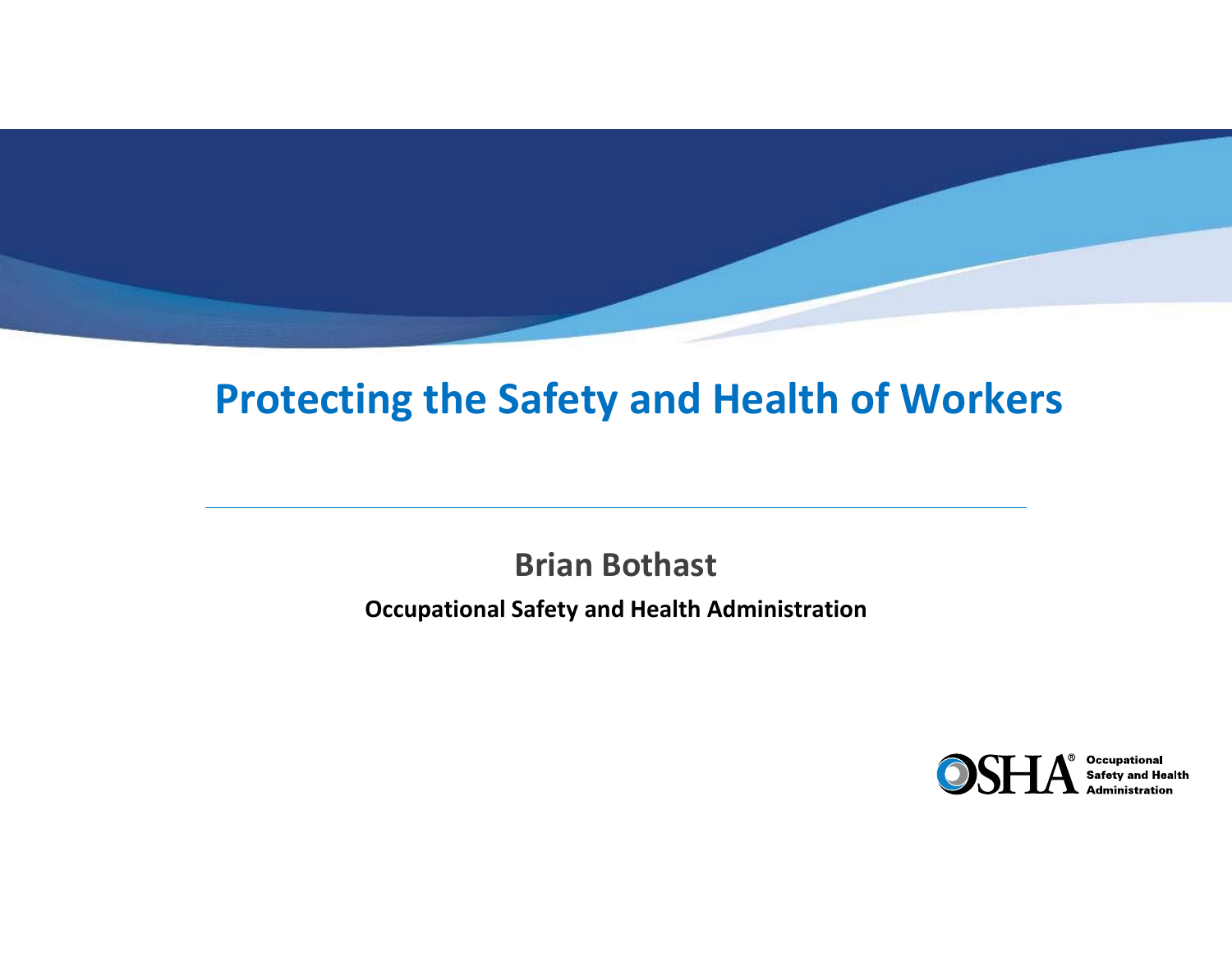# Protecting the Safety and Health of Workers

---

**Brian Bothast**

**Occupational Safety and Health Administration**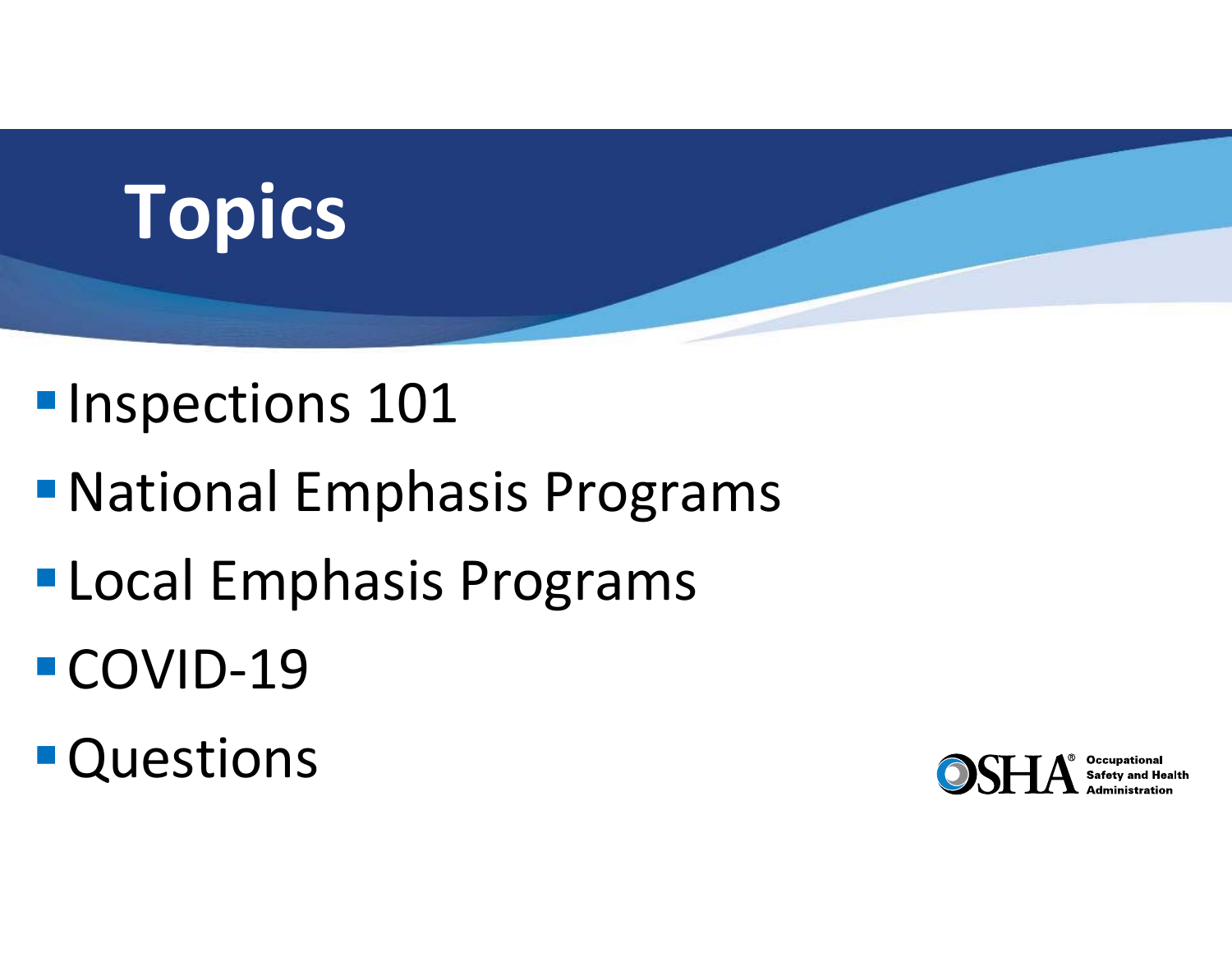# Topics

- Inspections 101
- National Emphasis Programs
- Local Emphasis Programs
- COVID-19
- Questions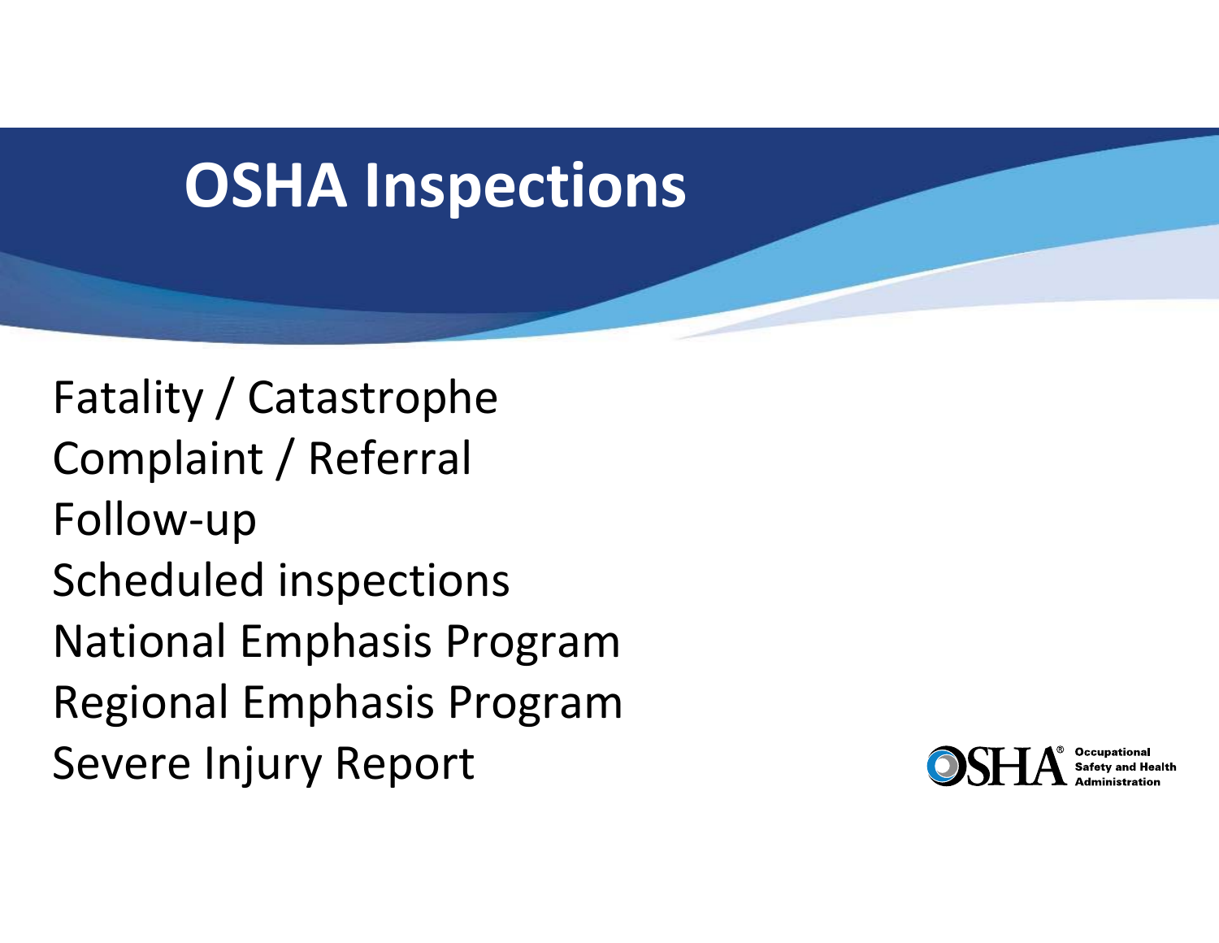# OSHA Inspections

Fatality / Catastrophe
Complaint / Referral
Follow-up
Scheduled inspections
National Emphasis Program
Regional Emphasis Program
Severe Injury Report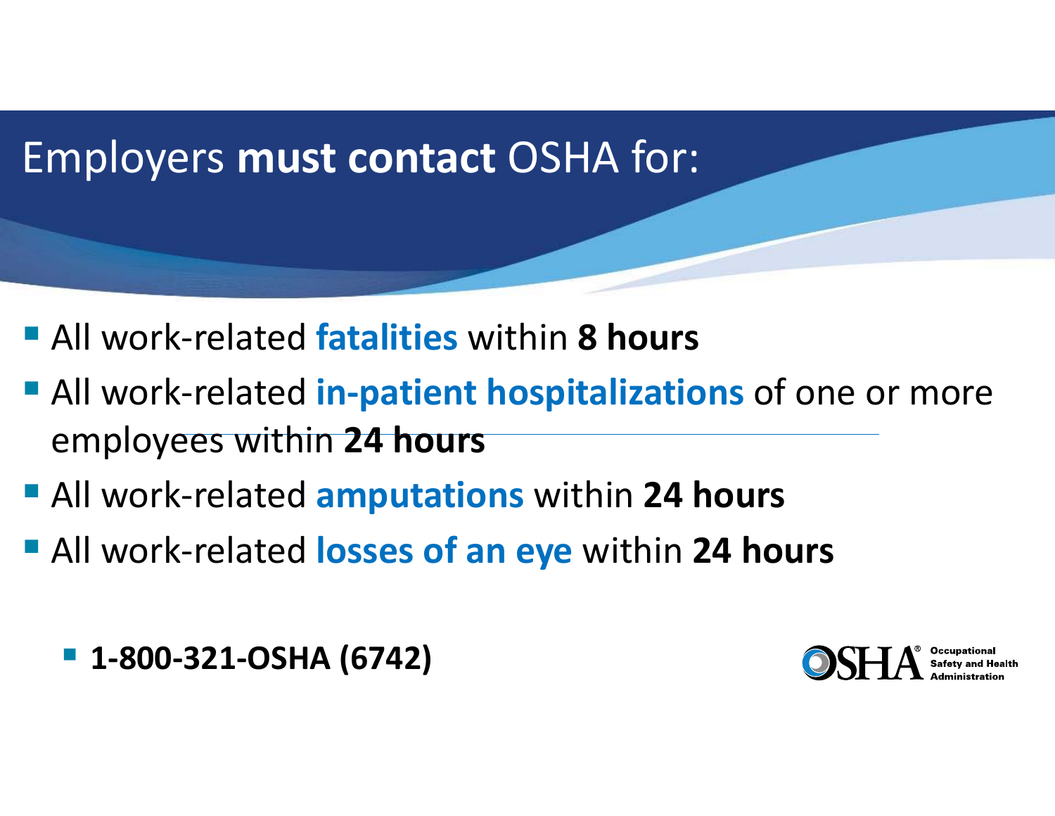# Employers **must contact** OSHA for:

- All work-related **fatalities** within **8 hours**
- All work-related **in-patient hospitalizations** of one or more employees within **24 hours**
- All work-related **amputations** within **24 hours**
- All work-related **losses of an eye** within **24 hours**

  - **1-800-321-OSHA (6742)**

OSHA® Occupational Safety and Health Administration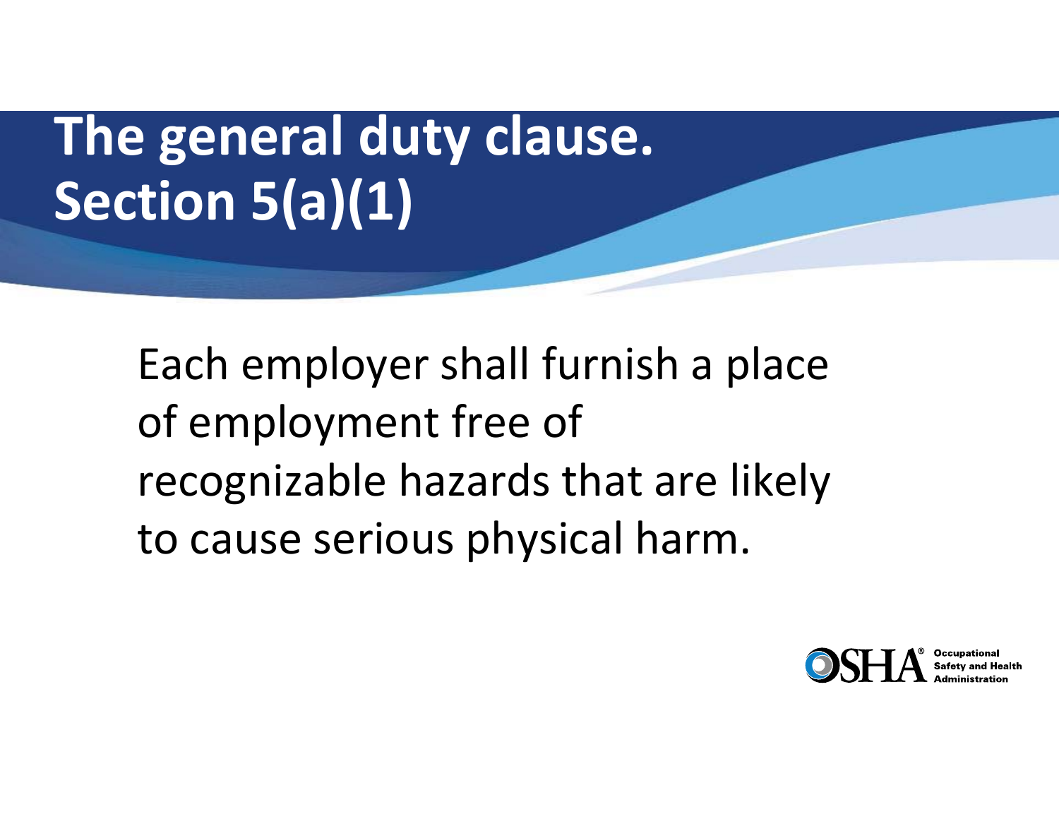# The general duty clause. Section 5(a)(1)

Each employer shall furnish a place of employment free of recognizable hazards that are likely to cause serious physical harm.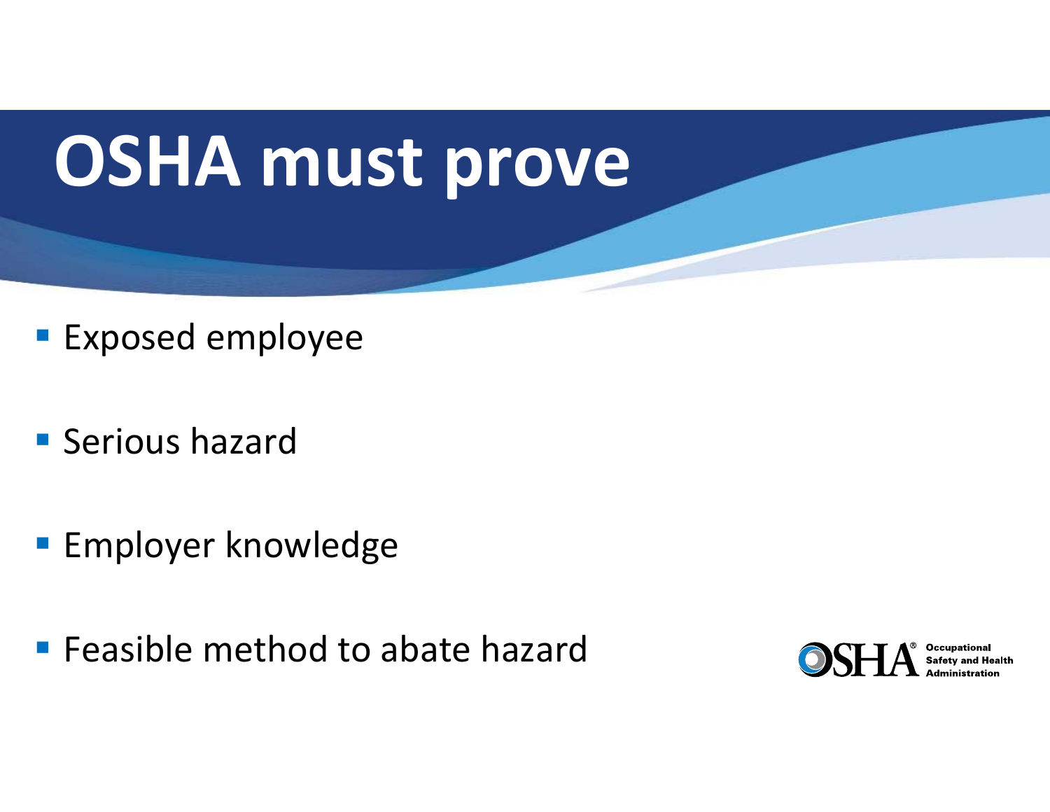# OSHA must prove

- Exposed employee
- Serious hazard
- Employer knowledge
- Feasible method to abate hazard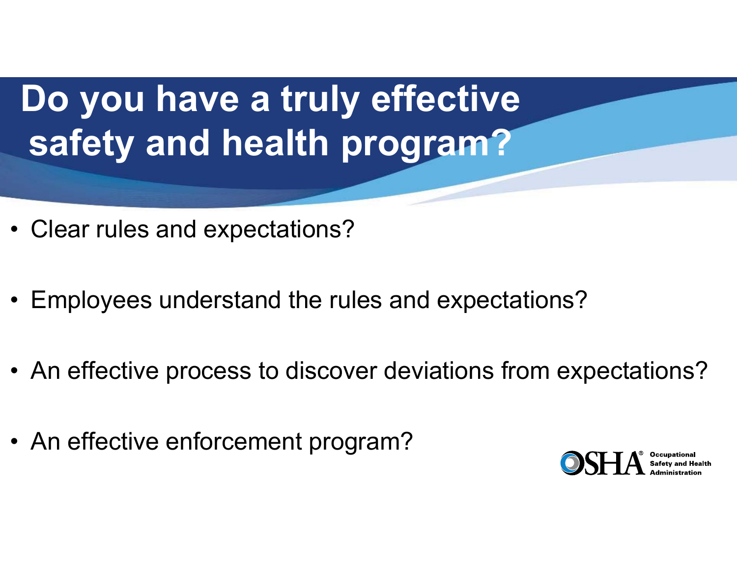# Do you have a truly effective safety and health program?

- Clear rules and expectations?
- Employees understand the rules and expectations?
- An effective process to discover deviations from expectations?
- An effective enforcement program?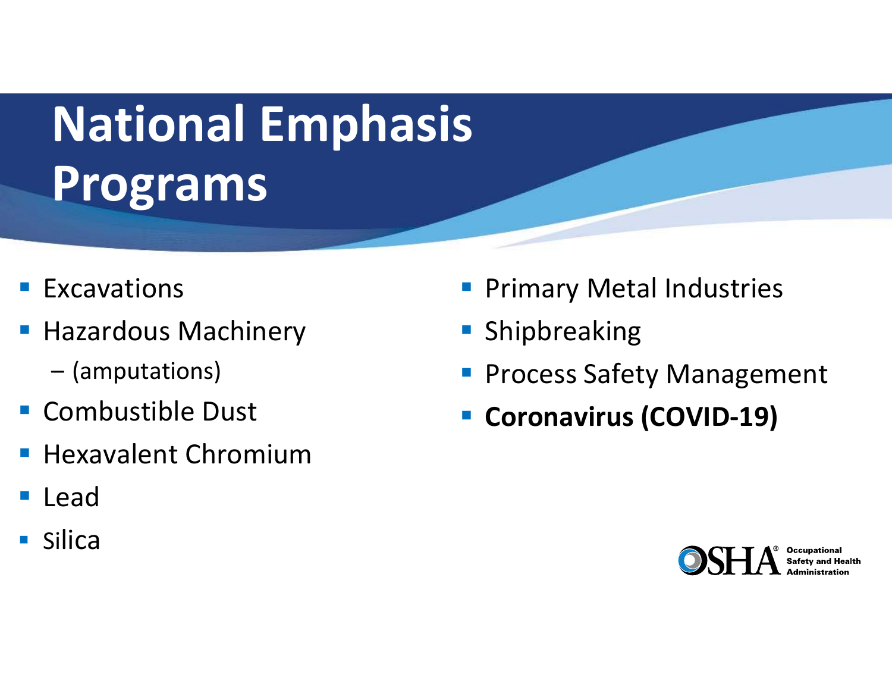# National Emphasis Programs

- Excavations
- Hazardous Machinery
  - (amputations)
- Combustible Dust
- Hexavalent Chromium
- Lead
- Silica
- Primary Metal Industries
- Shipbreaking
- Process Safety Management
- **Coronavirus (COVID-19)**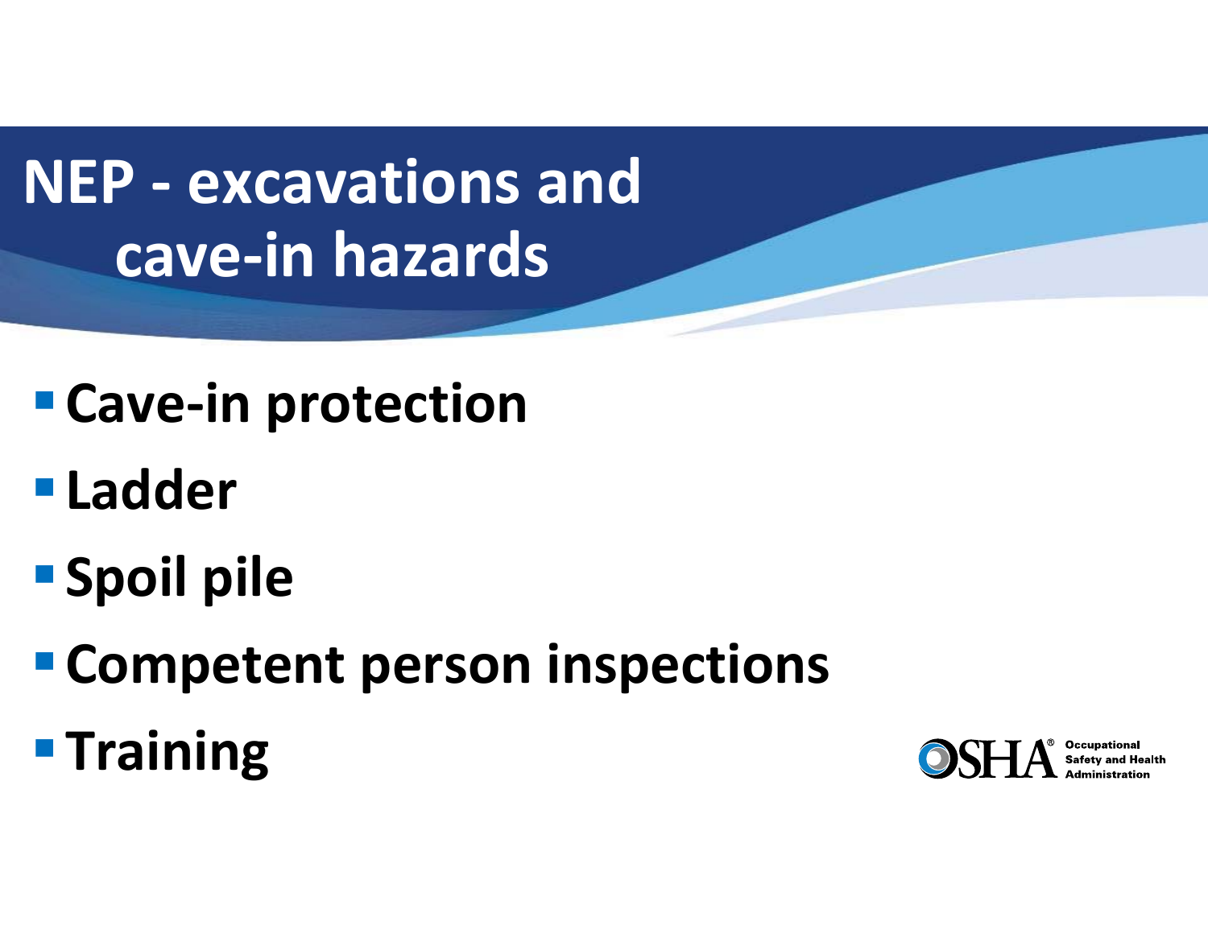# NEP - excavations and cave-in hazards

- Cave-in protection
- Ladder
- Spoil pile
- Competent person inspections
- Training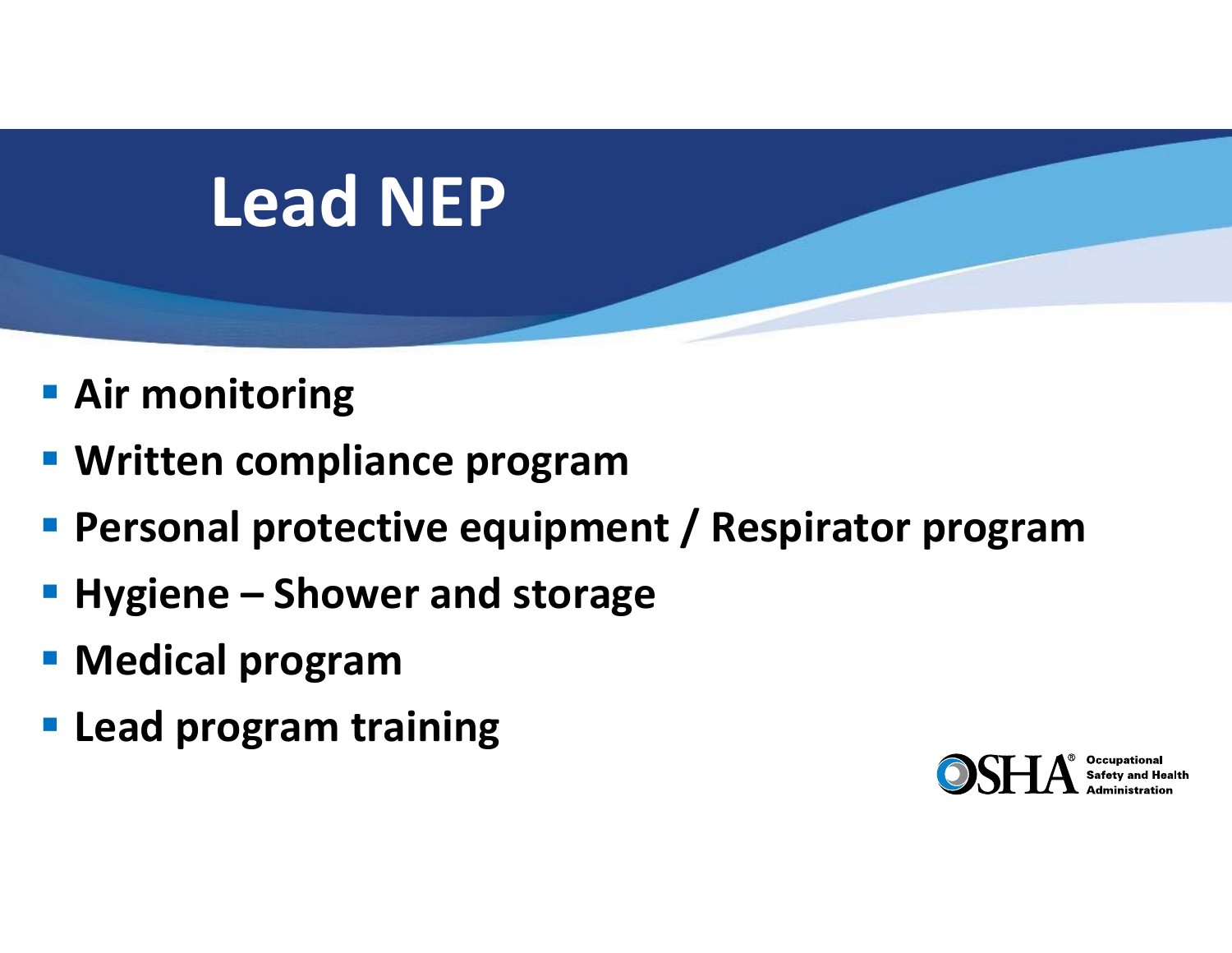# Lead NEP

- **Air monitoring**
- **Written compliance program**
- **Personal protective equipment / Respirator program**
- **Hygiene – Shower and storage**
- **Medical program**
- **Lead program training**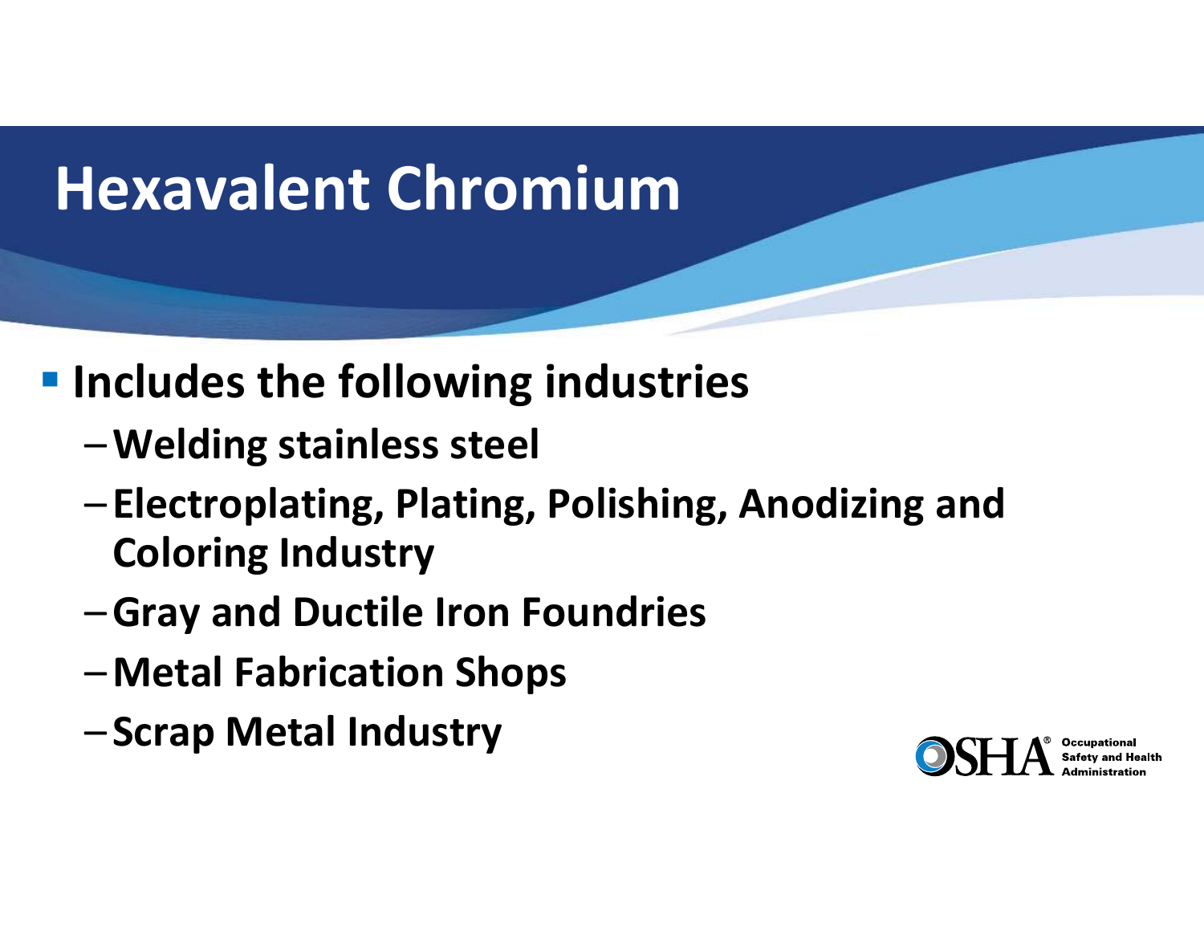# Hexavalent Chromium

- **Includes the following industries**
  - **Welding stainless steel**
  - **Electroplating, Plating, Polishing, Anodizing and Coloring Industry**
  - **Gray and Ductile Iron Foundries**
  - **Metal Fabrication Shops**
  - **Scrap Metal Industry**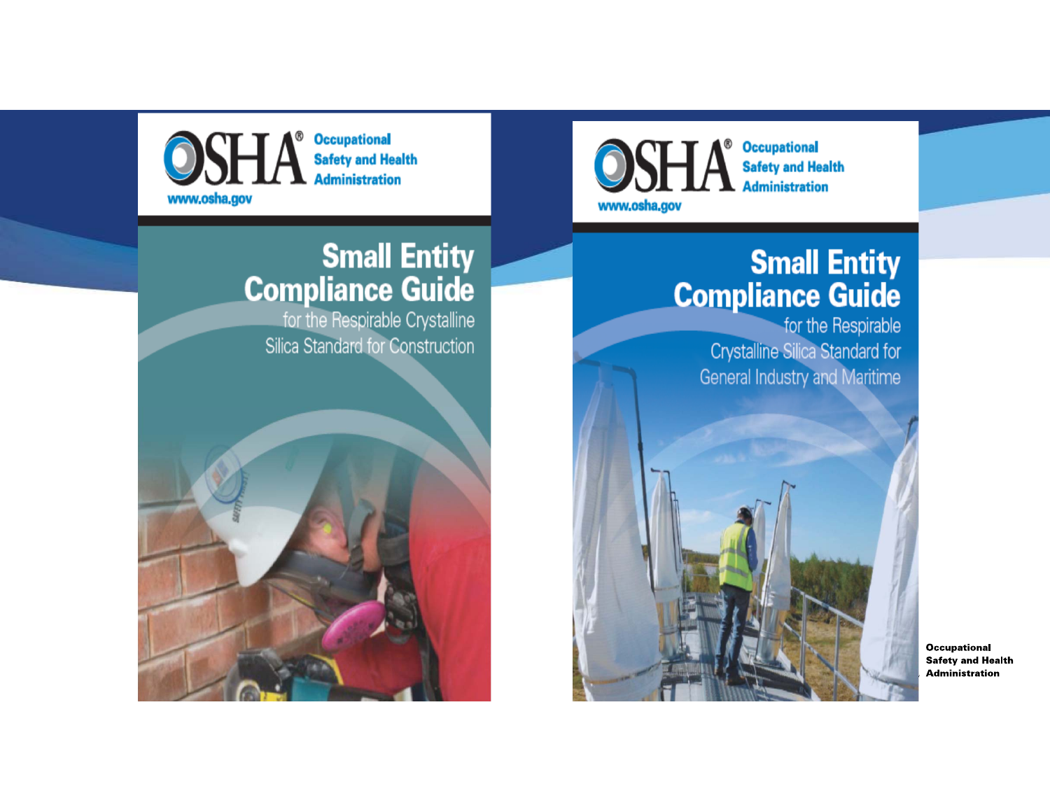**OSHA® Occupational Safety and Health Administration**
www.osha.gov

# Small Entity Compliance Guide

for the Respirable Crystalline Silica Standard for Construction

**OSHA® Occupational Safety and Health Administration**
www.osha.gov

# Small Entity Compliance Guide

for the Respirable Crystalline Silica Standard for General Industry and Maritime

**Occupational Safety and Health Administration**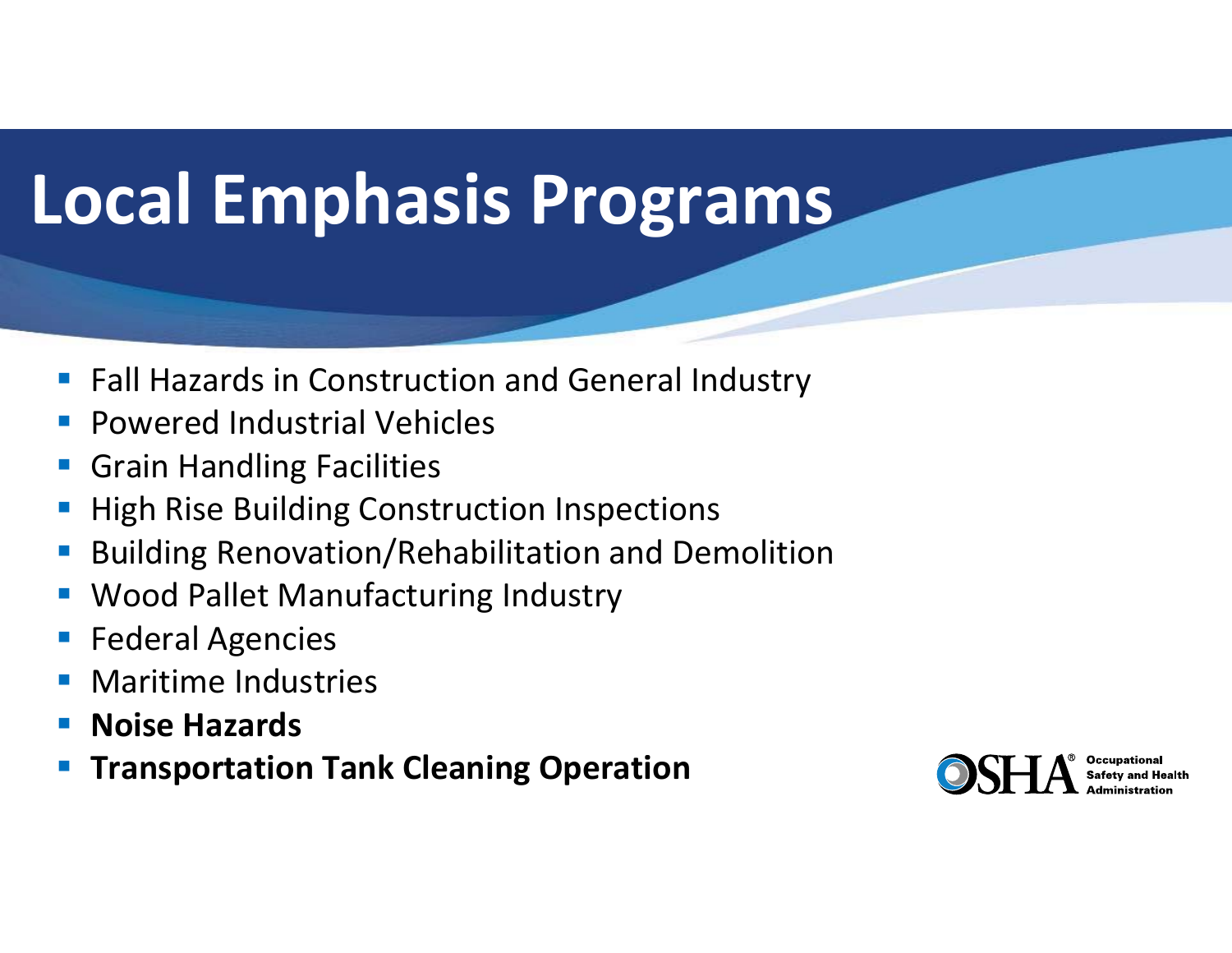# Local Emphasis Programs

- Fall Hazards in Construction and General Industry
- Powered Industrial Vehicles
- Grain Handling Facilities
- High Rise Building Construction Inspections
- Building Renovation/Rehabilitation and Demolition
- Wood Pallet Manufacturing Industry
- Federal Agencies
- Maritime Industries
- **Noise Hazards**
- **Transportation Tank Cleaning Operation**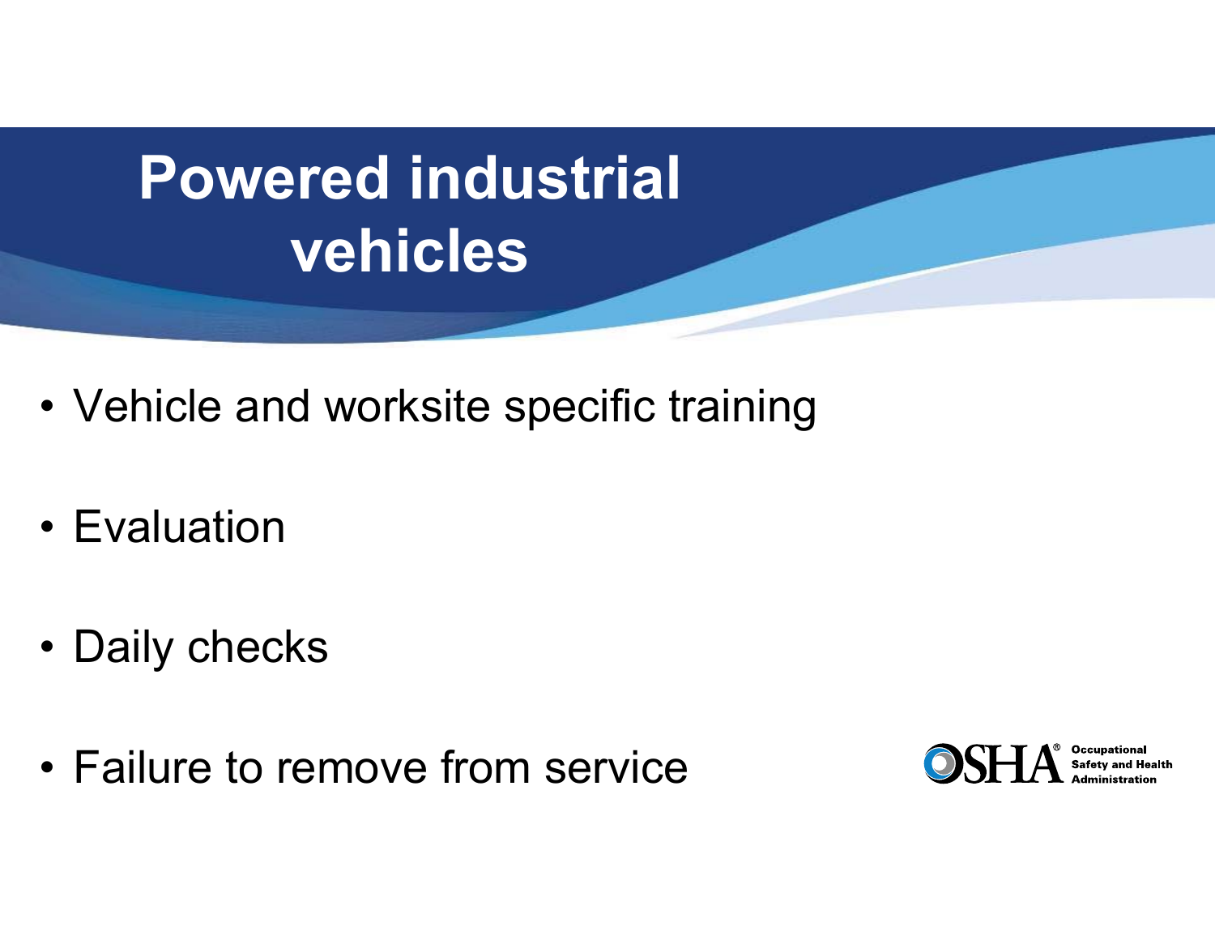# Powered industrial vehicles

- Vehicle and worksite specific training
- Evaluation
- Daily checks
- Failure to remove from service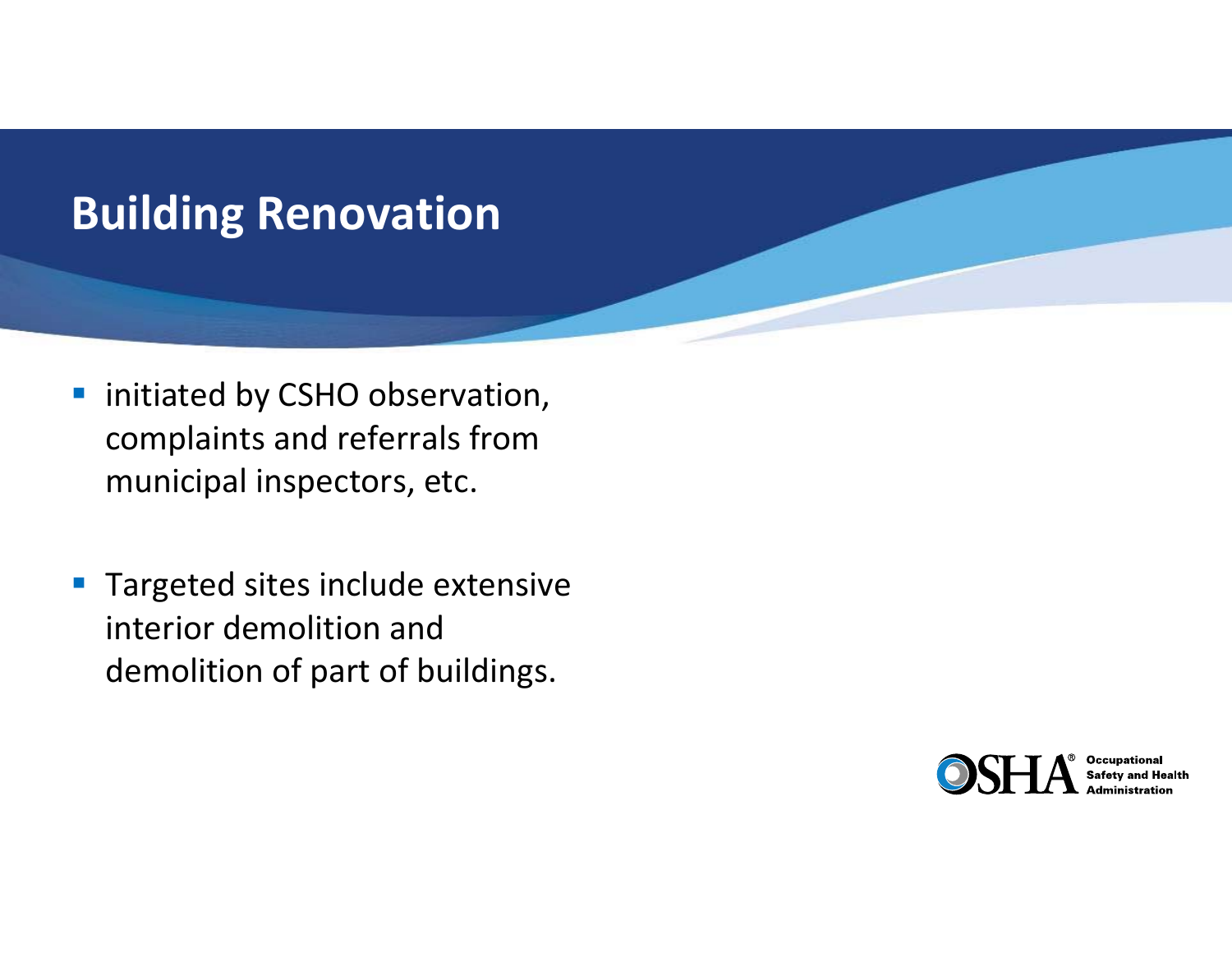# Building Renovation

- initiated by CSHO observation, complaints and referrals from municipal inspectors, etc.

- Targeted sites include extensive interior demolition and demolition of part of buildings.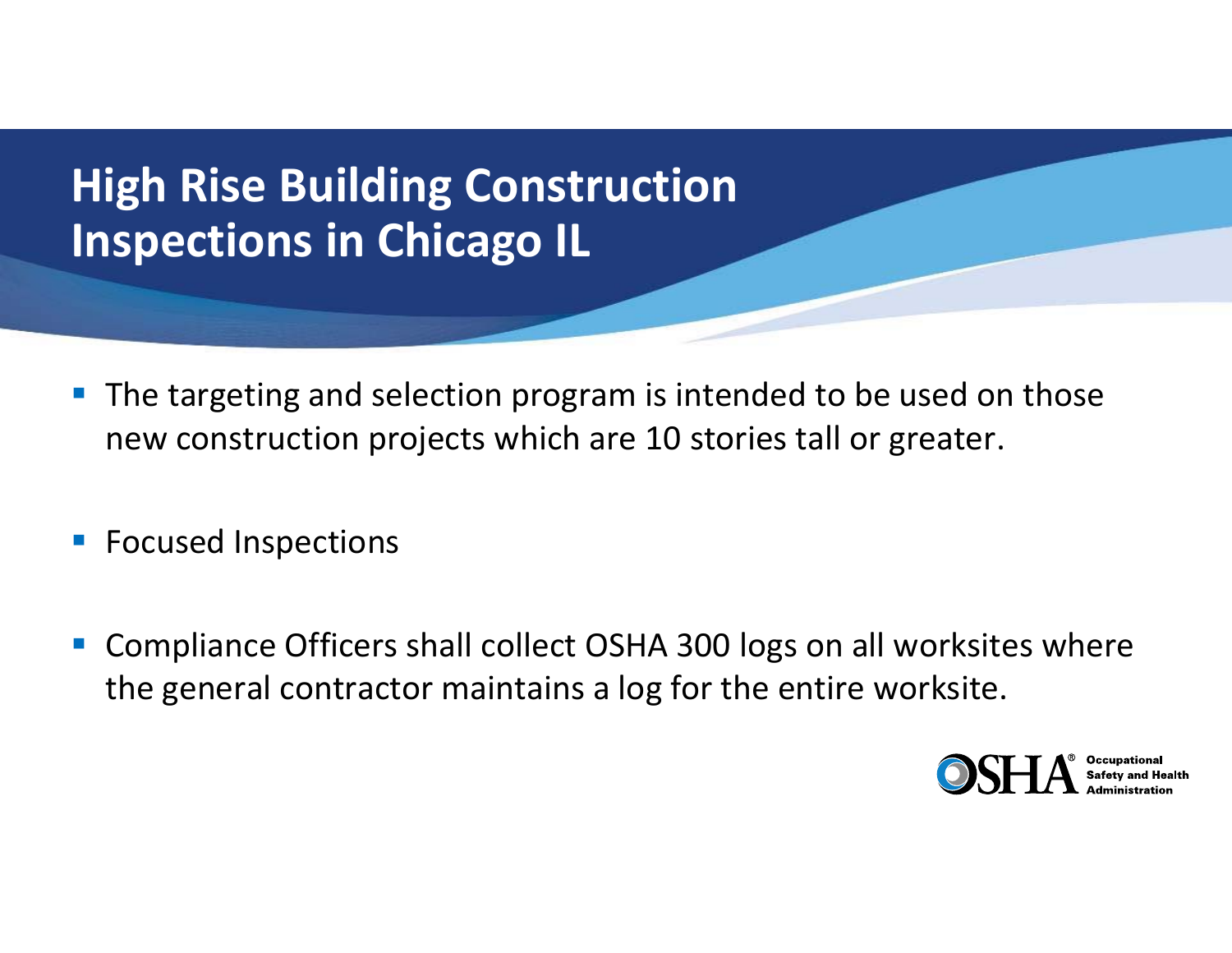# High Rise Building Construction Inspections in Chicago IL

- The targeting and selection program is intended to be used on those new construction projects which are 10 stories tall or greater.
- Focused Inspections
- Compliance Officers shall collect OSHA 300 logs on all worksites where the general contractor maintains a log for the entire worksite.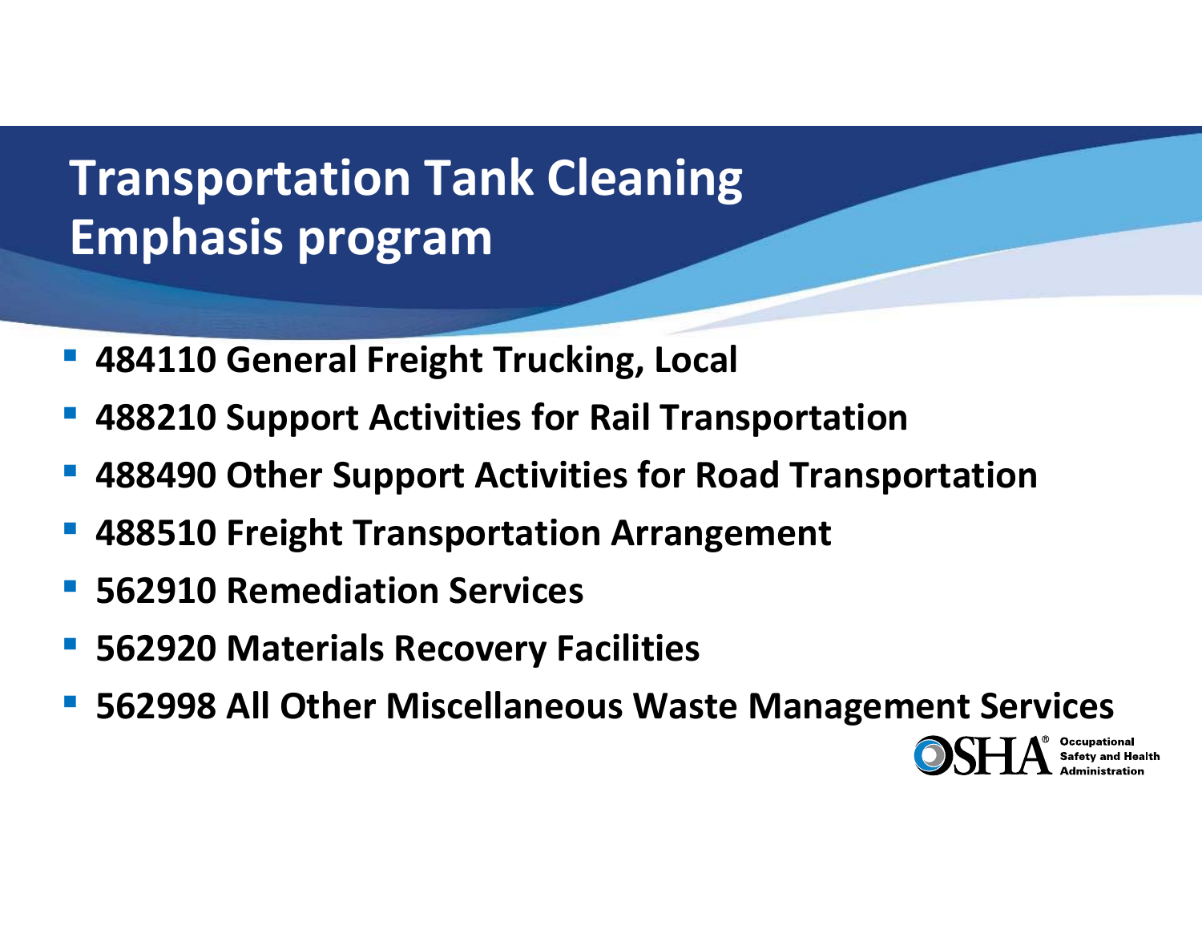# Transportation Tank Cleaning Emphasis program

- **484110 General Freight Trucking, Local**
- **488210 Support Activities for Rail Transportation**
- **488490 Other Support Activities for Road Transportation**
- **488510 Freight Transportation Arrangement**
- **562910 Remediation Services**
- **562920 Materials Recovery Facilities**
- **562998 All Other Miscellaneous Waste Management Services**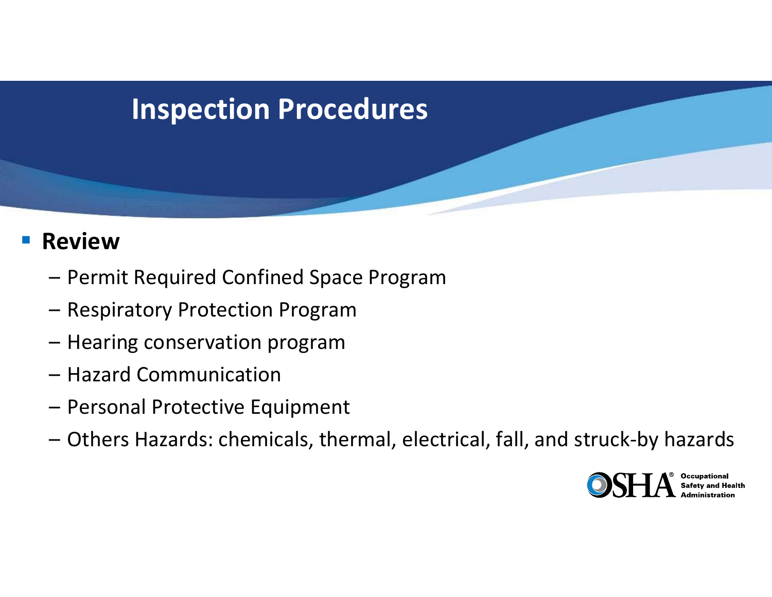# Inspection Procedures

- **Review**
  - Permit Required Confined Space Program
  - Respiratory Protection Program
  - Hearing conservation program
  - Hazard Communication
  - Personal Protective Equipment
  - Others Hazards: chemicals, thermal, electrical, fall, and struck-by hazards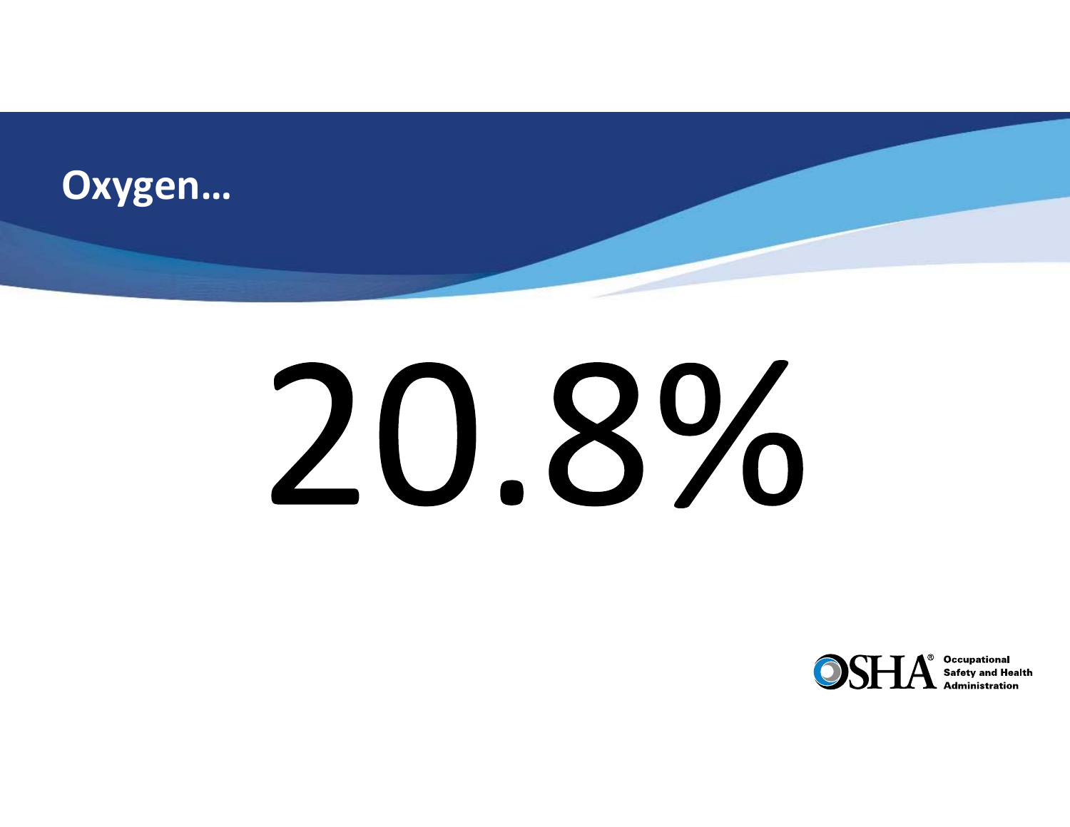# Oxygen…

20.8%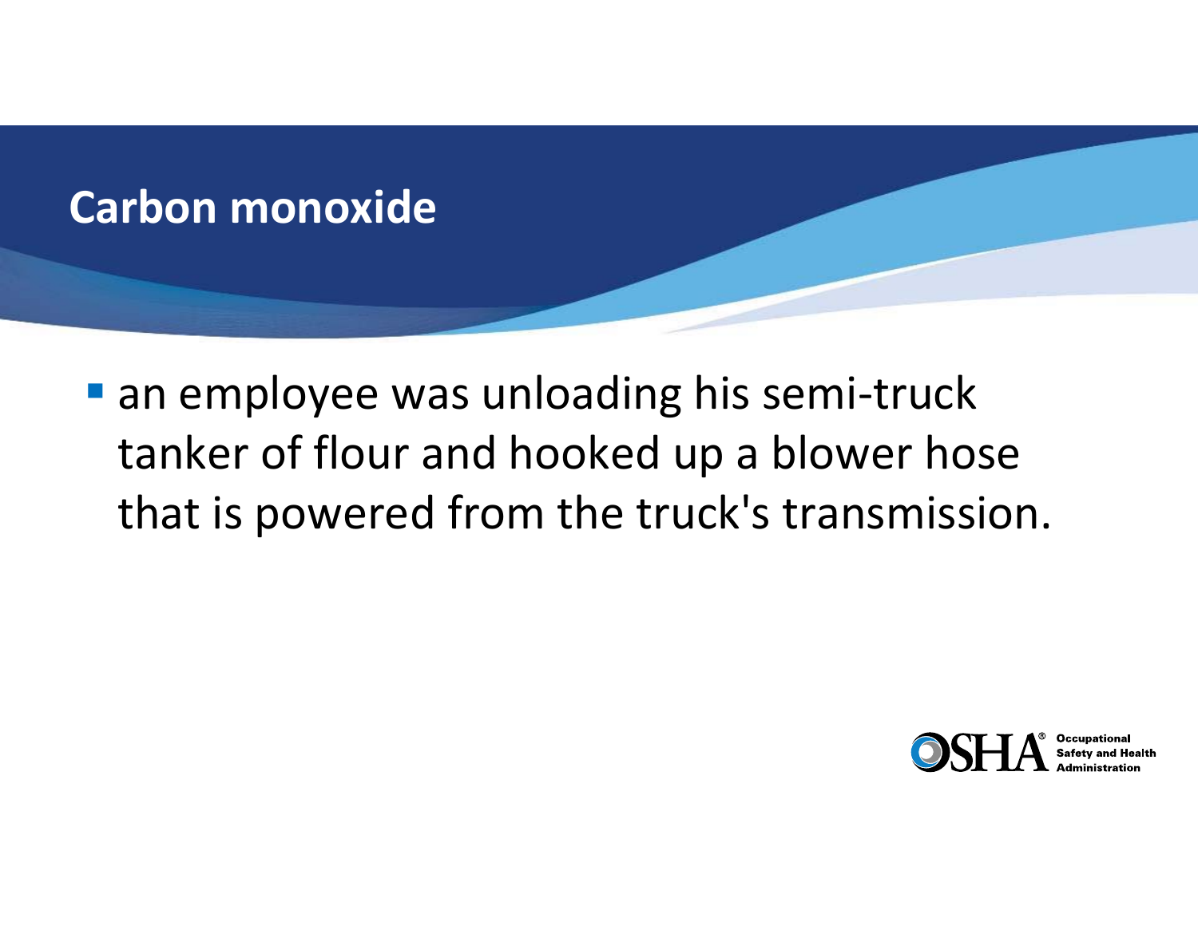## Carbon monoxide

- an employee was unloading his semi-truck tanker of flour and hooked up a blower hose that is powered from the truck's transmission.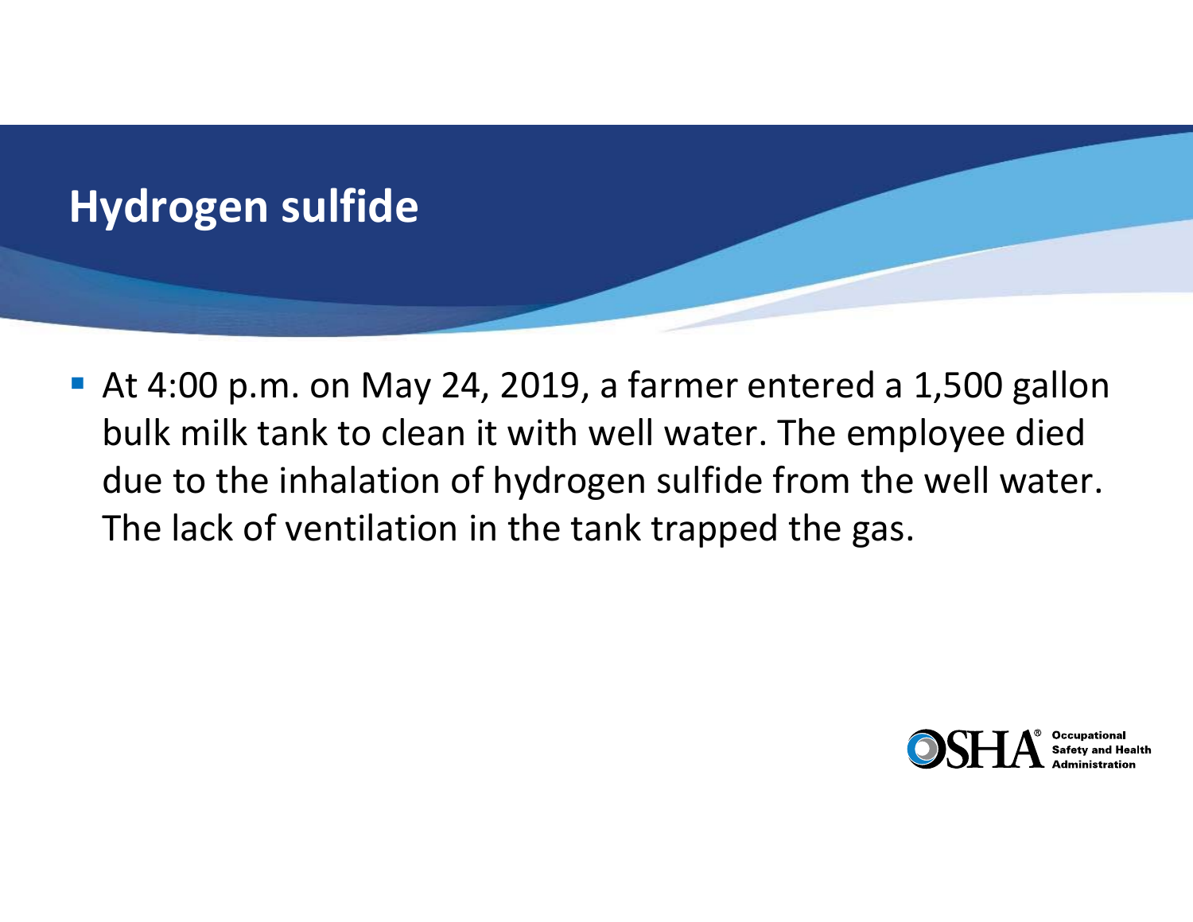# Hydrogen sulfide

- At 4:00 p.m. on May 24, 2019, a farmer entered a 1,500 gallon bulk milk tank to clean it with well water. The employee died due to the inhalation of hydrogen sulfide from the well water. The lack of ventilation in the tank trapped the gas.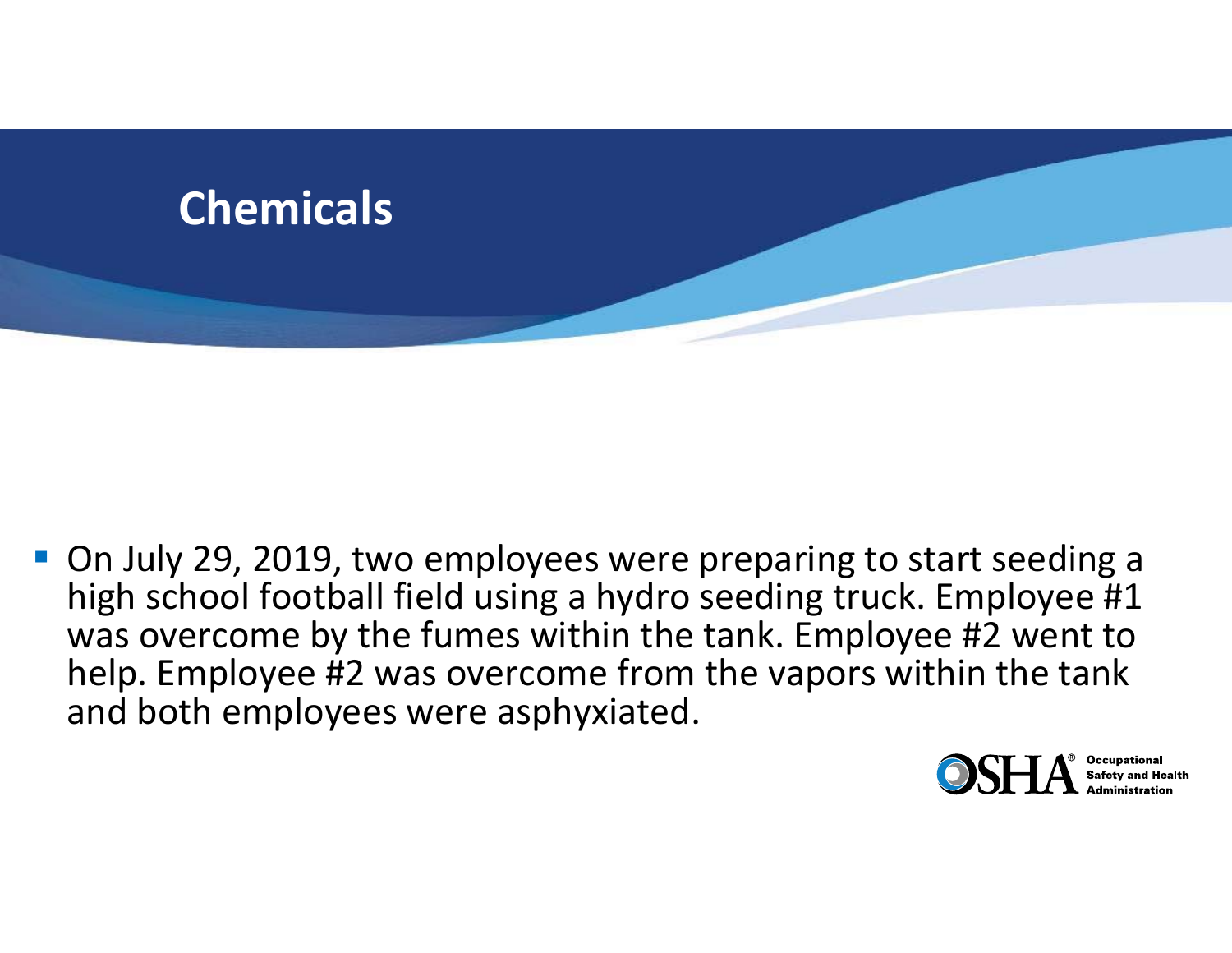# Chemicals

- On July 29, 2019, two employees were preparing to start seeding a high school football field using a hydro seeding truck. Employee #1 was overcome by the fumes within the tank. Employee #2 went to help. Employee #2 was overcome from the vapors within the tank and both employees were asphyxiated.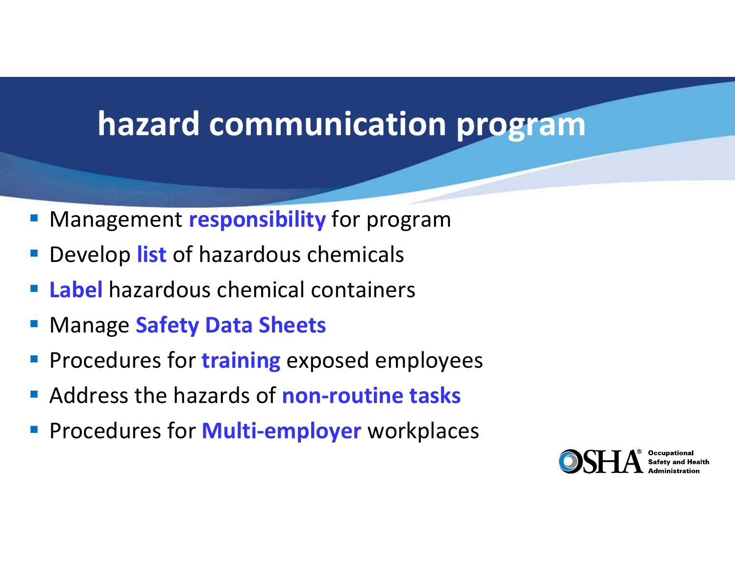# hazard communication program

- Management **responsibility** for program
- Develop **list** of hazardous chemicals
- **Label** hazardous chemical containers
- Manage **Safety Data Sheets**
- Procedures for **training** exposed employees
- Address the hazards of **non-routine tasks**
- Procedures for **Multi-employer** workplaces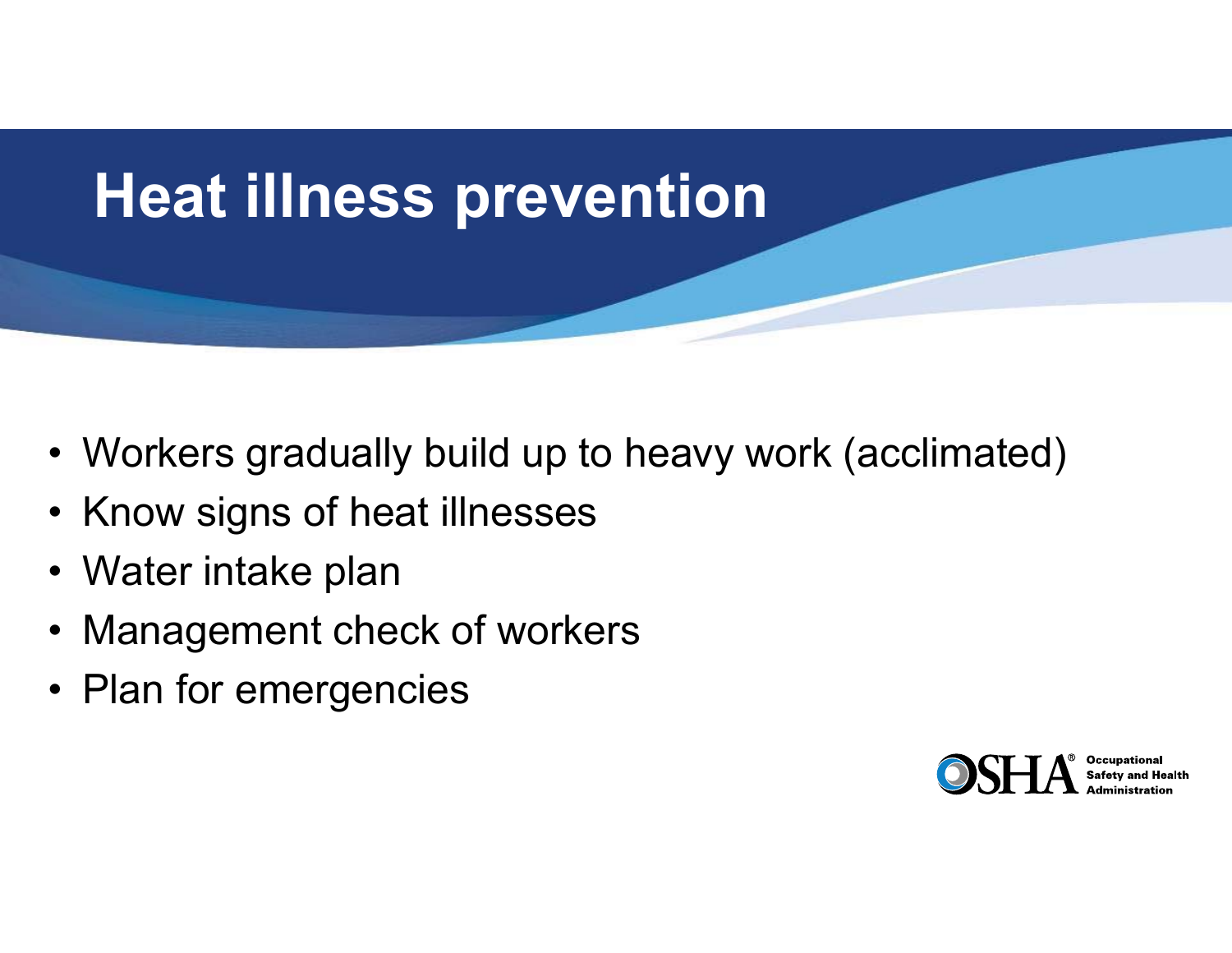# Heat illness prevention

- Workers gradually build up to heavy work (acclimated)
- Know signs of heat illnesses
- Water intake plan
- Management check of workers
- Plan for emergencies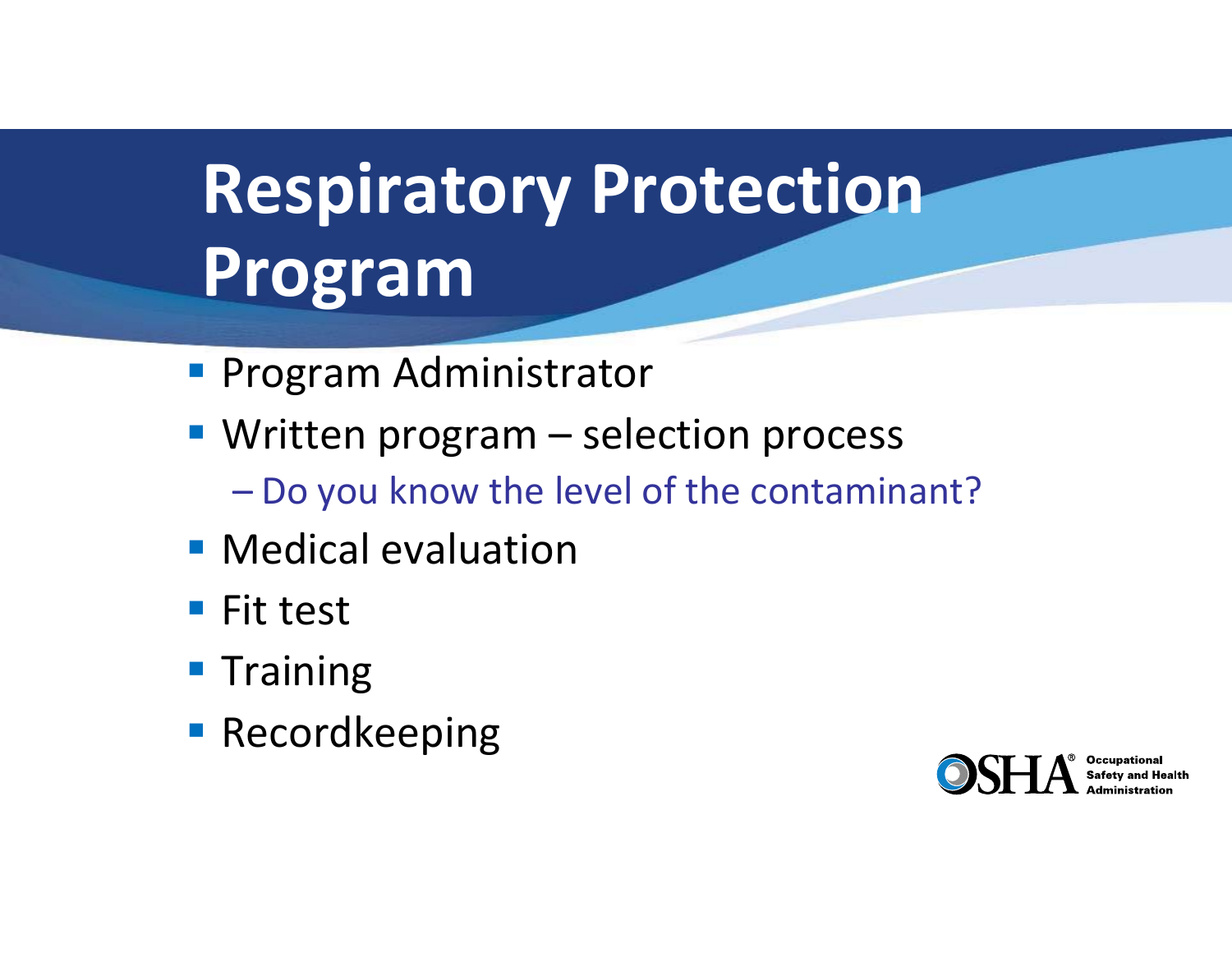# Respiratory Protection Program

- Program Administrator
- Written program – selection process
  - Do you know the level of the contaminant?
- Medical evaluation
- Fit test
- Training
- Recordkeeping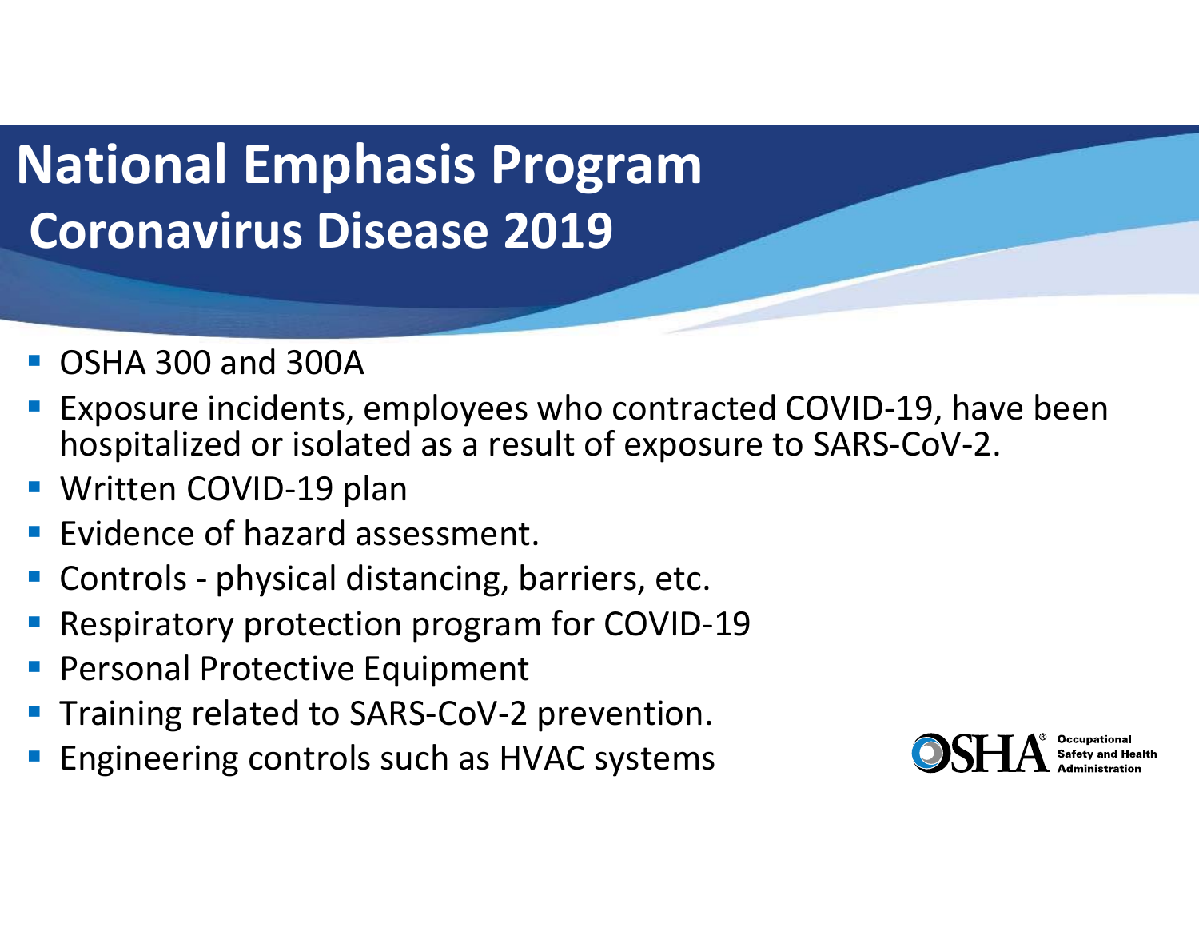# National Emphasis Program

## Coronavirus Disease 2019

- OSHA 300 and 300A
- Exposure incidents, employees who contracted COVID-19, have been hospitalized or isolated as a result of exposure to SARS-CoV-2.
- Written COVID-19 plan
- Evidence of hazard assessment.
- Controls - physical distancing, barriers, etc.
- Respiratory protection program for COVID-19
- Personal Protective Equipment
- Training related to SARS-CoV-2 prevention.
- Engineering controls such as HVAC systems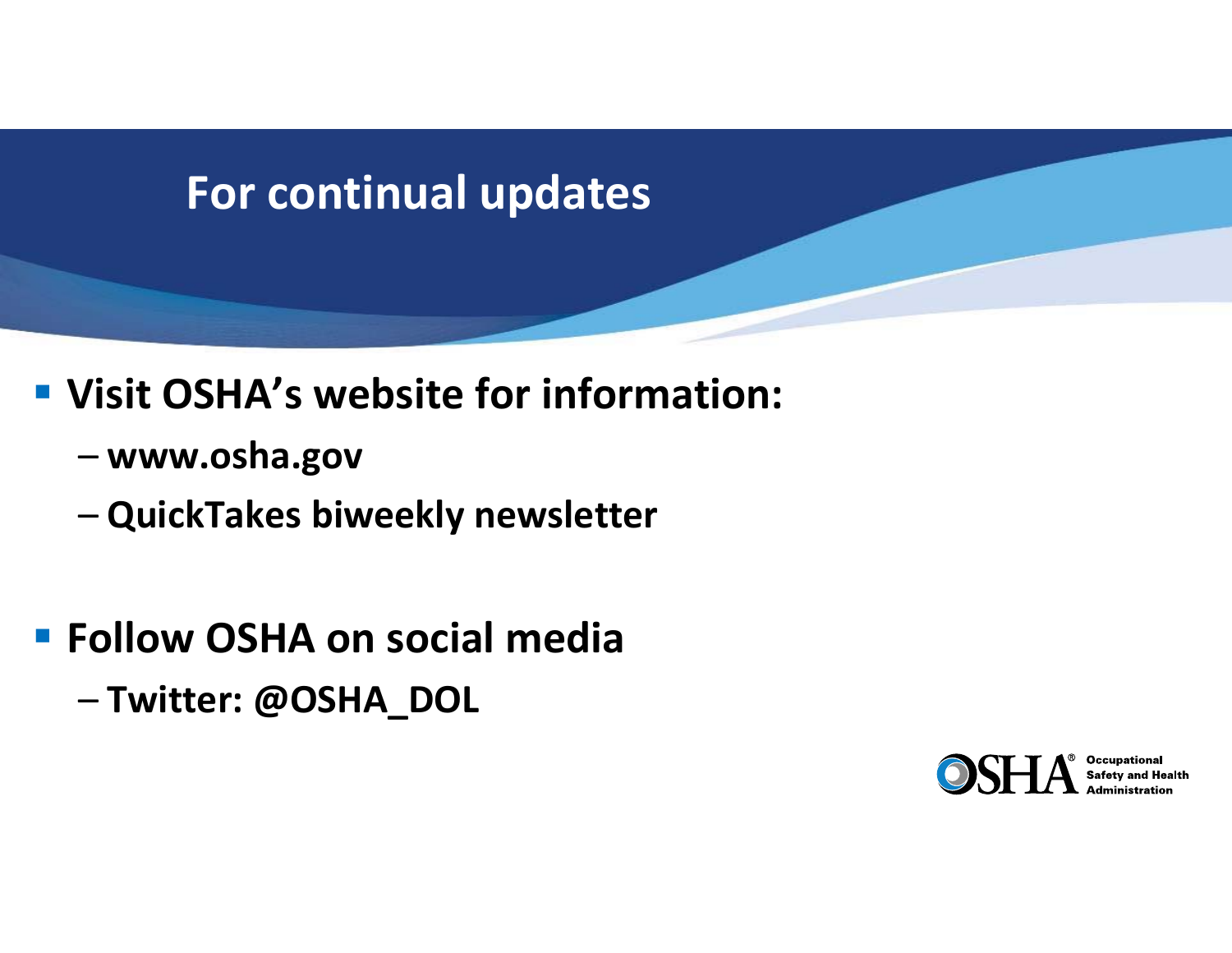# For continual updates

- **Visit OSHA's website for information:**
  - **www.osha.gov**
  - **QuickTakes biweekly newsletter**

- **Follow OSHA on social media**
  - **Twitter: @OSHA_DOL**

OSHA® Occupational Safety and Health Administration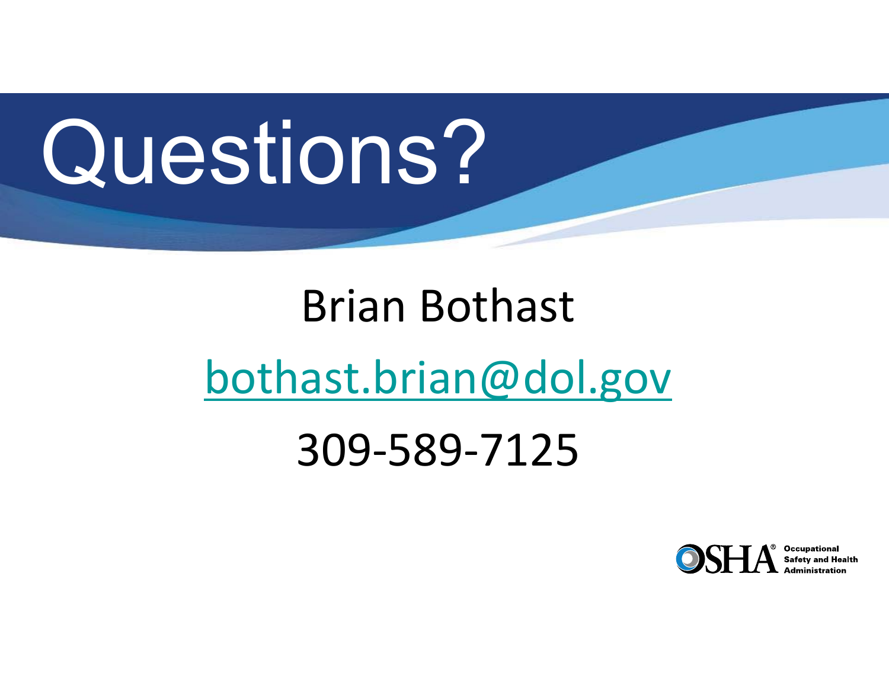# Questions?

Brian Bothast

bothast.brian@dol.gov

309-589-7125

OSHA® Occupational Safety and Health Administration